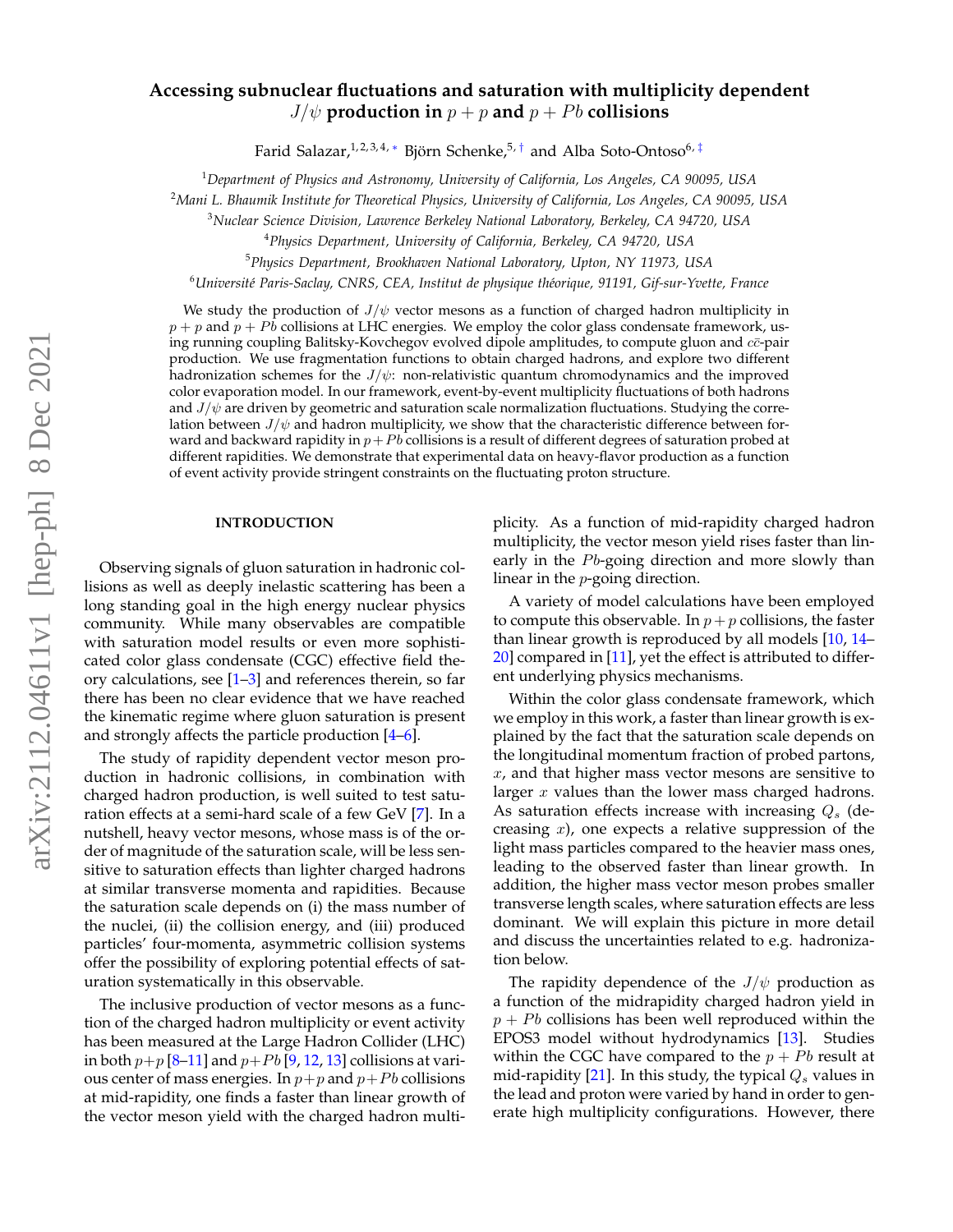# Accessing subnuclear fluctuations and saturation with multiplicity dependent $J/\psi$ production in $p+p$ and $p+Pb$ collisions

Farid Salazar,[1,2,3,4,*] Björn Schenke,[5,†] and Alba Soto-Ontoso[6,‡]

[1] *Department of Physics and Astronomy, University of California, Los Angeles, CA 90095, USA*
[2] *Mani L. Bhaumik Institute for Theoretical Physics, University of California, Los Angeles, CA 90095, USA*
[3] *Nuclear Science Division, Lawrence Berkeley National Laboratory, Berkeley, CA 94720, USA*
[4] *Physics Department, University of California, Berkeley, CA 94720, USA*
[5] *Physics Department, Brookhaven National Laboratory, Upton, NY 11973, USA*
[6] *Université Paris-Saclay, CNRS, CEA, Institut de physique théorique, 91191, Gif-sur-Yvette, France*

We study the production of $J/\psi$ vector mesons as a function of charged hadron multiplicity in $p+p$ and $p+Pb$ collisions at LHC energies. We employ the color glass condensate framework, using running coupling Balitsky-Kovchegov evolved dipole amplitudes, to compute gluon and $c\bar{c}$-pair production. We use fragmentation functions to obtain charged hadrons, and explore two different hadronization schemes for the $J/\psi$: non-relativistic quantum chromodynamics and the improved color evaporation model. In our framework, event-by-event multiplicity fluctuations of both hadrons and $J/\psi$ are driven by geometric and saturation scale normalization fluctuations. Studying the correlation between $J/\psi$ and hadron multiplicity, we show that the characteristic difference between forward and backward rapidity in $p+Pb$ collisions is a result of different degrees of saturation probed at different rapidities. We demonstrate that experimental data on heavy-flavor production as a function of event activity provide stringent constraints on the fluctuating proton structure.

## INTRODUCTION

Observing signals of gluon saturation in hadronic collisions as well as deeply inelastic scattering has been a long standing goal in the high energy nuclear physics community. While many observables are compatible with saturation model results or even more sophisticated color glass condensate (CGC) effective field theory calculations, see [1–3] and references therein, so far there has been no clear evidence that we have reached the kinematic regime where gluon saturation is present and strongly affects the particle production [4–6].

The study of rapidity dependent vector meson production in hadronic collisions, in combination with charged hadron production, is well suited to test saturation effects at a semi-hard scale of a few GeV [7]. In a nutshell, heavy vector mesons, whose mass is of the order of magnitude of the saturation scale, will be less sensitive to saturation effects than lighter charged hadrons at similar transverse momenta and rapidities. Because the saturation scale depends on (i) the mass number of the nuclei, (ii) the collision energy, and (iii) produced particles' four-momenta, asymmetric collision systems offer the possibility of exploring potential effects of saturation systematically in this observable.

The inclusive production of vector mesons as a function of the charged hadron multiplicity or event activity has been measured at the Large Hadron Collider (LHC) in both $p+p$ [8–11] and $p+Pb$ [9, 12, 13] collisions at various center of mass energies. In $p+p$ and $p+Pb$ collisions at mid-rapidity, one finds a faster than linear growth of the vector meson yield with the charged hadron multiplicity. As a function of mid-rapidity charged hadron multiplicity, the vector meson yield rises faster than linearly in the $Pb$-going direction and more slowly than linear in the $p$-going direction.

A variety of model calculations have been employed to compute this observable. In $p+p$ collisions, the faster than linear growth is reproduced by all models [10, 14–20] compared in [11], yet the effect is attributed to different underlying physics mechanisms.

Within the color glass condensate framework, which we employ in this work, a faster than linear growth is explained by the fact that the saturation scale depends on the longitudinal momentum fraction of probed partons, $x$, and that higher mass vector mesons are sensitive to larger $x$ values than the lower mass charged hadrons. As saturation effects increase with increasing $Q_s$ (decreasing $x$), one expects a relative suppression of the light mass particles compared to the heavier mass ones, leading to the observed faster than linear growth. In addition, the higher mass vector meson probes smaller transverse length scales, where saturation effects are less dominant. We will explain this picture in more detail and discuss the uncertainties related to e.g. hadronization below.

The rapidity dependence of the $J/\psi$ production as a function of the midrapidity charged hadron yield in $p+Pb$ collisions has been well reproduced within the EPOS3 model without hydrodynamics [13]. Studies within the CGC have compared to the $p+Pb$ result at mid-rapidity [21]. In this study, the typical $Q_s$ values in the lead and proton were varied by hand in order to generate high multiplicity configurations. However, there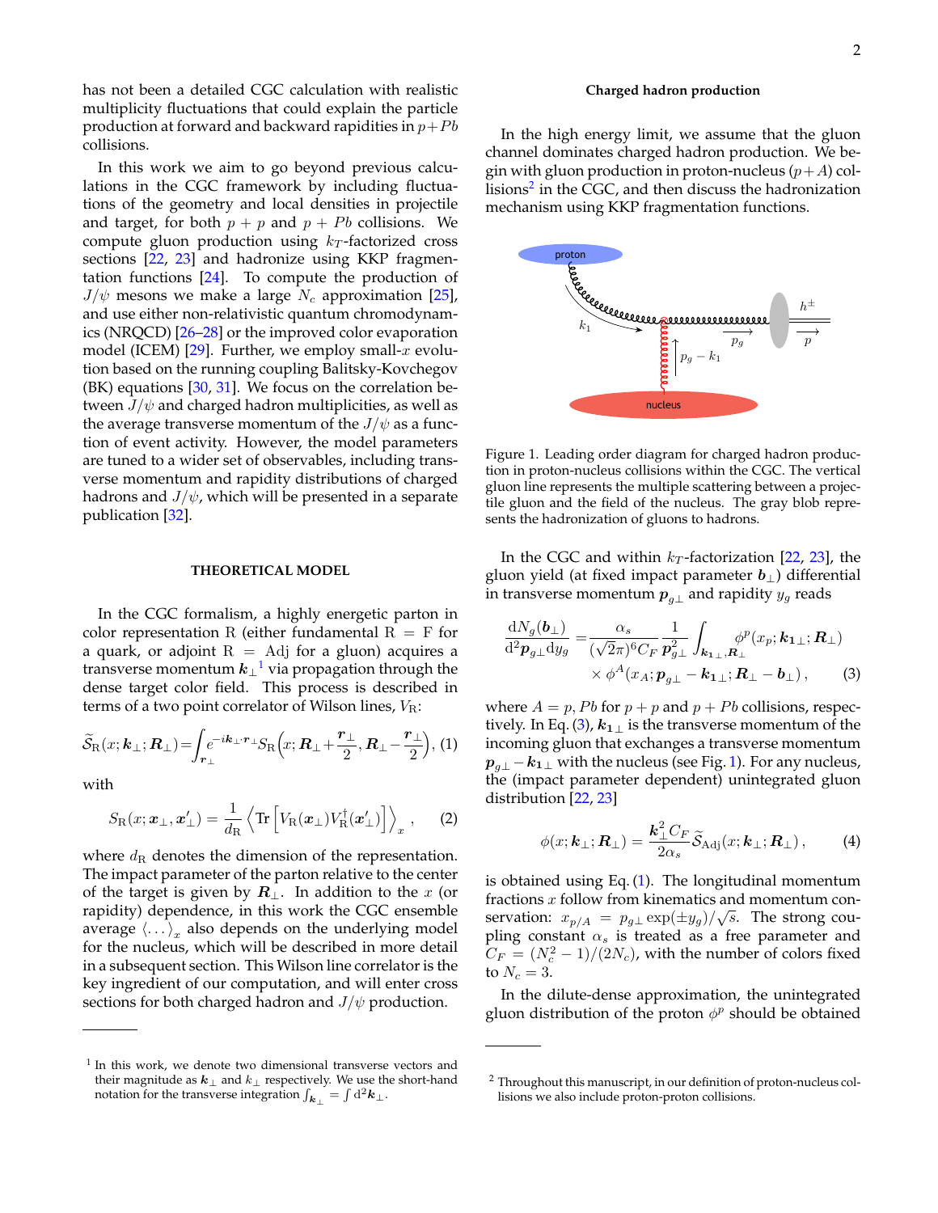has not been a detailed CGC calculation with realistic multiplicity fluctuations that could explain the particle production at forward and backward rapidities in $p+Pb$ collisions.

In this work we aim to go beyond previous calculations in the CGC framework by including fluctuations of the geometry and local densities in projectile and target, for both $p+p$ and $p+Pb$ collisions. We compute gluon production using $k_T$-factorized cross sections [22, 23] and hadronize using KKP fragmentation functions [24]. To compute the production of $J/\psi$ mesons we make a large $N_c$ approximation [25], and use either non-relativistic quantum chromodynamics (NRQCD) [26–28] or the improved color evaporation model (ICEM) [29]. Further, we employ small-$x$ evolution based on the running coupling Balitsky-Kovchegov (BK) equations [30, 31]. We focus on the correlation between $J/\psi$ and charged hadron multiplicities, as well as the average transverse momentum of the $J/\psi$ as a function of event activity. However, the model parameters are tuned to a wider set of observables, including transverse momentum and rapidity distributions of charged hadrons and $J/\psi$, which will be presented in a separate publication [32].

## THEORETICAL MODEL

In the CGC formalism, a highly energetic parton in color representation R (either fundamental R $=$ F for a quark, or adjoint R $=$ Adj for a gluon) acquires a transverse momentum $\boldsymbol{k}_\perp$[1] via propagation through the dense target color field. This process is described in terms of a two point correlator of Wilson lines, $V_{\rm R}$:

$$\widetilde{S}_{\rm R}(x;\boldsymbol{k}_\perp;\boldsymbol{R}_\perp)=\int_{\boldsymbol{r}_\perp} e^{-i\boldsymbol{k}_\perp\cdot\boldsymbol{r}_\perp} S_{\rm R}\Big(x;\boldsymbol{R}_\perp+\frac{\boldsymbol{r}_\perp}{2},\boldsymbol{R}_\perp-\frac{\boldsymbol{r}_\perp}{2}\Big), \quad (1)$$

with

$$S_{\rm R}(x;\boldsymbol{x}_\perp,\boldsymbol{x}'_\perp) = \frac{1}{d_{\rm R}}\Big\langle {\rm Tr}\left[V_{\rm R}(\boldsymbol{x}_\perp)V^\dagger_{\rm R}(\boldsymbol{x}'_\perp)\right]\Big\rangle_x , \quad (2)$$

where $d_{\rm R}$ denotes the dimension of the representation. The impact parameter of the parton relative to the center of the target is given by $\boldsymbol{R}_\perp$. In addition to the $x$ (or rapidity) dependence, in this work the CGC ensemble average $\langle\dots\rangle_x$ also depends on the underlying model for the nucleus, which will be described in more detail in a subsequent section. This Wilson line correlator is the key ingredient of our computation, and will enter cross sections for both charged hadron and $J/\psi$ production.

[1] In this work, we denote two dimensional transverse vectors and their magnitude as $\boldsymbol{k}_\perp$ and $k_\perp$ respectively. We use the short-hand notation for the transverse integration $\int_{\boldsymbol{k}_\perp} = \int {\rm d}^2\boldsymbol{k}_\perp$.

### Charged hadron production

In the high energy limit, we assume that the gluon channel dominates charged hadron production. We begin with gluon production in proton-nucleus ($p+A$) collisions[2] in the CGC, and then discuss the hadronization mechanism using KKP fragmentation functions.

Figure 1. Leading order diagram for charged hadron production in proton-nucleus collisions within the CGC. The vertical gluon line represents the multiple scattering between a projectile gluon and the field of the nucleus. The gray blob represents the hadronization of gluons to hadrons.

In the CGC and within $k_T$-factorization [22, 23], the gluon yield (at fixed impact parameter $\boldsymbol{b}_\perp$) differential in transverse momentum $\boldsymbol{p}_{g\perp}$ and rapidity $y_g$ reads

$$\frac{{\rm d}N_g(\boldsymbol{b}_\perp)}{{\rm d}^2\boldsymbol{p}_{g\perp}{\rm d}y_g} = \frac{\alpha_s}{(\sqrt{2}\pi)^6 C_F}\frac{1}{\boldsymbol{p}^2_{g\perp}}\int_{\boldsymbol{k}_{1\perp},\boldsymbol{R}_\perp}\phi^p(x_p;\boldsymbol{k}_{1\perp};\boldsymbol{R}_\perp) \times \phi^A(x_A;\boldsymbol{p}_{g\perp}-\boldsymbol{k}_{1\perp};\boldsymbol{R}_\perp-\boldsymbol{b}_\perp)\,, \quad (3)$$

where $A=p, Pb$ for $p+p$ and $p+Pb$ collisions, respectively. In Eq. (3), $\boldsymbol{k}_{1\perp}$ is the transverse momentum of the incoming gluon that exchanges a transverse momentum $\boldsymbol{p}_{g\perp}-\boldsymbol{k}_{1\perp}$ with the nucleus (see Fig. 1). For any nucleus, the (impact parameter dependent) unintegrated gluon distribution [22, 23]

$$\phi(x;\boldsymbol{k}_\perp;\boldsymbol{R}_\perp) = \frac{\boldsymbol{k}^2_\perp C_F}{2\alpha_s}\widetilde{S}_{\rm Adj}(x;\boldsymbol{k}_\perp;\boldsymbol{R}_\perp)\,, \quad (4)$$

is obtained using Eq. (1). The longitudinal momentum fractions $x$ follow from kinematics and momentum conservation: $x_{p/A} = p_{g\perp}\exp(\pm y_g)/\sqrt{s}$. The strong coupling constant $\alpha_s$ is treated as a free parameter and $C_F = (N_c^2-1)/(2N_c)$, with the number of colors fixed to $N_c = 3$.

In the dilute-dense approximation, the unintegrated gluon distribution of the proton $\phi^p$ should be obtained

[2] Throughout this manuscript, in our definition of proton-nucleus collisions we also include proton-proton collisions.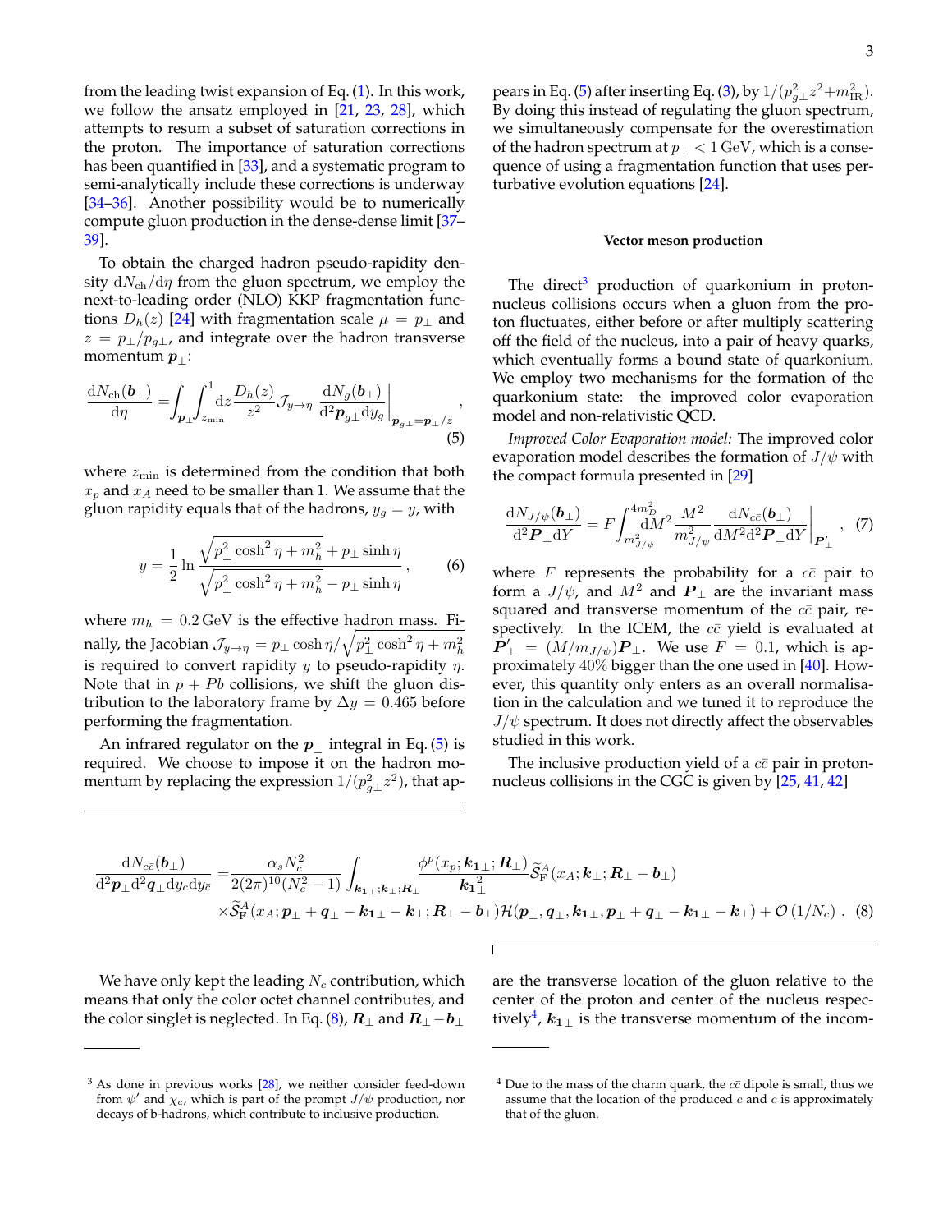from the leading twist expansion of Eq. (1). In this work, we follow the ansatz employed in [21, 23, 28], which attempts to resum a subset of saturation corrections in the proton. The importance of saturation corrections has been quantified in [33], and a systematic program to semi-analytically include these corrections is underway [34–36]. Another possibility would be to numerically compute gluon production in the dense-dense limit [37–39].

To obtain the charged hadron pseudo-rapidity density $\mathrm{d}N_{\rm ch}/\mathrm{d}\eta$ from the gluon spectrum, we employ the next-to-leading order (NLO) KKP fragmentation functions $D_h(z)$ [24] with fragmentation scale $\mu = p_\perp$ and $z = p_\perp/p_{g\perp}$, and integrate over the hadron transverse momentum $\boldsymbol{p}_\perp$:

$$\frac{\mathrm{d}N_{\rm ch}(\boldsymbol{b}_\perp)}{\mathrm{d}\eta} = \int_{\boldsymbol{p}_\perp}\int_{z_{\rm min}}^1 \mathrm{d}z \frac{D_h(z)}{z^2}\mathcal{J}_{y\to\eta}\left.\frac{\mathrm{d}N_g(\boldsymbol{b}_\perp)}{\mathrm{d}^2\boldsymbol{p}_{g\perp}\mathrm{d}y_g}\right|_{\boldsymbol{p}_{g\perp}=\boldsymbol{p}_\perp/z}, \tag{5}$$

where $z_{\rm min}$ is determined from the condition that both $x_p$ and $x_A$ need to be smaller than 1. We assume that the gluon rapidity equals that of the hadrons, $y_g = y$, with

$$y = \frac{1}{2}\ln\frac{\sqrt{p_\perp^2\cosh^2\eta + m_h^2} + p_\perp\sinh\eta}{\sqrt{p_\perp^2\cosh^2\eta + m_h^2} - p_\perp\sinh\eta}, \tag{6}$$

where $m_h = 0.2\,\mathrm{GeV}$ is the effective hadron mass. Finally, the Jacobian $\mathcal{J}_{y\to\eta} = p_\perp\cosh\eta/\sqrt{p_\perp^2\cosh^2\eta + m_h^2}$ is required to convert rapidity $y$ to pseudo-rapidity $\eta$. Note that in $p+Pb$ collisions, we shift the gluon distribution to the laboratory frame by $\Delta y = 0.465$ before performing the fragmentation.

An infrared regulator on the $\boldsymbol{p}_\perp$ integral in Eq. (5) is required. We choose to impose it on the hadron momentum by replacing the expression $1/(p_{g\perp}^2 z^2)$, that appears in Eq. (5) after inserting Eq. (3), by $1/(p_{g\perp}^2 z^2 + m_{\rm IR}^2)$. By doing this instead of regulating the gluon spectrum, we simultaneously compensate for the overestimation of the hadron spectrum at $p_\perp < 1\,\mathrm{GeV}$, which is a consequence of using a fragmentation function that uses perturbative evolution equations [24].

### Vector meson production

The direct[3] production of quarkonium in proton-nucleus collisions occurs when a gluon from the proton fluctuates, either before or after multiply scattering off the field of the nucleus, into a pair of heavy quarks, which eventually forms a bound state of quarkonium. We employ two mechanisms for the formation of the quarkonium state: the improved color evaporation model and non-relativistic QCD.

*Improved Color Evaporation model:* The improved color evaporation model describes the formation of $J/\psi$ with the compact formula presented in [29]

$$\frac{\mathrm{d}N_{J/\psi}(\boldsymbol{b}_\perp)}{\mathrm{d}^2\boldsymbol{P}_\perp\mathrm{d}Y} = F\int_{m_{J/\psi}^2}^{4m_D^2}\mathrm{d}M^2\frac{M^2}{m_{J/\psi}^2}\left.\frac{\mathrm{d}N_{c\bar{c}}(\boldsymbol{b}_\perp)}{\mathrm{d}M^2\mathrm{d}^2\boldsymbol{P}_\perp\mathrm{d}Y}\right|_{\boldsymbol{P}'_\perp}, \tag{7}$$

where $F$ represents the probability for a $c\bar{c}$ pair to form a $J/\psi$, and $M^2$ and $\boldsymbol{P}_\perp$ are the invariant mass squared and transverse momentum of the $c\bar{c}$ pair, respectively. In the ICEM, the $c\bar{c}$ yield is evaluated at $\boldsymbol{P}'_\perp = (M/m_{J/\psi})\boldsymbol{P}_\perp$. We use $F = 0.1$, which is approximately 40% bigger than the one used in [40]. However, this quantity only enters as an overall normalisation in the calculation and we tuned it to reproduce the $J/\psi$ spectrum. It does not directly affect the observables studied in this work.

The inclusive production yield of a $c\bar{c}$ pair in proton-nucleus collisions in the CGC is given by [25, 41, 42]

$$\begin{aligned}\frac{\mathrm{d}N_{c\bar{c}}(\boldsymbol{b}_\perp)}{\mathrm{d}^2\boldsymbol{p}_\perp\mathrm{d}^2\boldsymbol{q}_\perp\mathrm{d}y_c\mathrm{d}y_{\bar{c}}} =& \frac{\alpha_s N_c^2}{2(2\pi)^{10}(N_c^2-1)}\int_{\boldsymbol{k_1}_\perp;\boldsymbol{k}_\perp;\boldsymbol{R}_\perp}\frac{\phi^p(x_p;\boldsymbol{k_1}_\perp;\boldsymbol{R}_\perp)}{\boldsymbol{k_1}_\perp^2}\widetilde{\mathcal{S}}_{\rm F}^A(x_A;\boldsymbol{k}_\perp;\boldsymbol{R}_\perp-\boldsymbol{b}_\perp)\\ &\times\widetilde{\mathcal{S}}_{\rm F}^A(x_A;\boldsymbol{p}_\perp+\boldsymbol{q}_\perp-\boldsymbol{k_1}_\perp-\boldsymbol{k}_\perp;\boldsymbol{R}_\perp-\boldsymbol{b}_\perp)\mathcal{H}(\boldsymbol{p}_\perp,\boldsymbol{q}_\perp,\boldsymbol{k_1}_\perp,\boldsymbol{p}_\perp+\boldsymbol{q}_\perp-\boldsymbol{k_1}_\perp-\boldsymbol{k}_\perp)+\mathcal{O}(1/N_c)\,. \end{aligned}\tag{8}$$

We have only kept the leading $N_c$ contribution, which means that only the color octet channel contributes, and the color singlet is neglected. In Eq. (8), $\boldsymbol{R}_\perp$ and $\boldsymbol{R}_\perp - \boldsymbol{b}_\perp$ are the transverse location of the gluon relative to the center of the proton and center of the nucleus respectively[4], $\boldsymbol{k_1}_\perp$ is the transverse momentum of the incom-

---

[3] As done in previous works [28], we neither consider feed-down from $\psi'$ and $\chi_c$, which is part of the prompt $J/\psi$ production, nor decays of b-hadrons, which contribute to inclusive production.

[4] Due to the mass of the charm quark, the $c\bar{c}$ dipole is small, thus we assume that the location of the produced $c$ and $\bar{c}$ is approximately that of the gluon.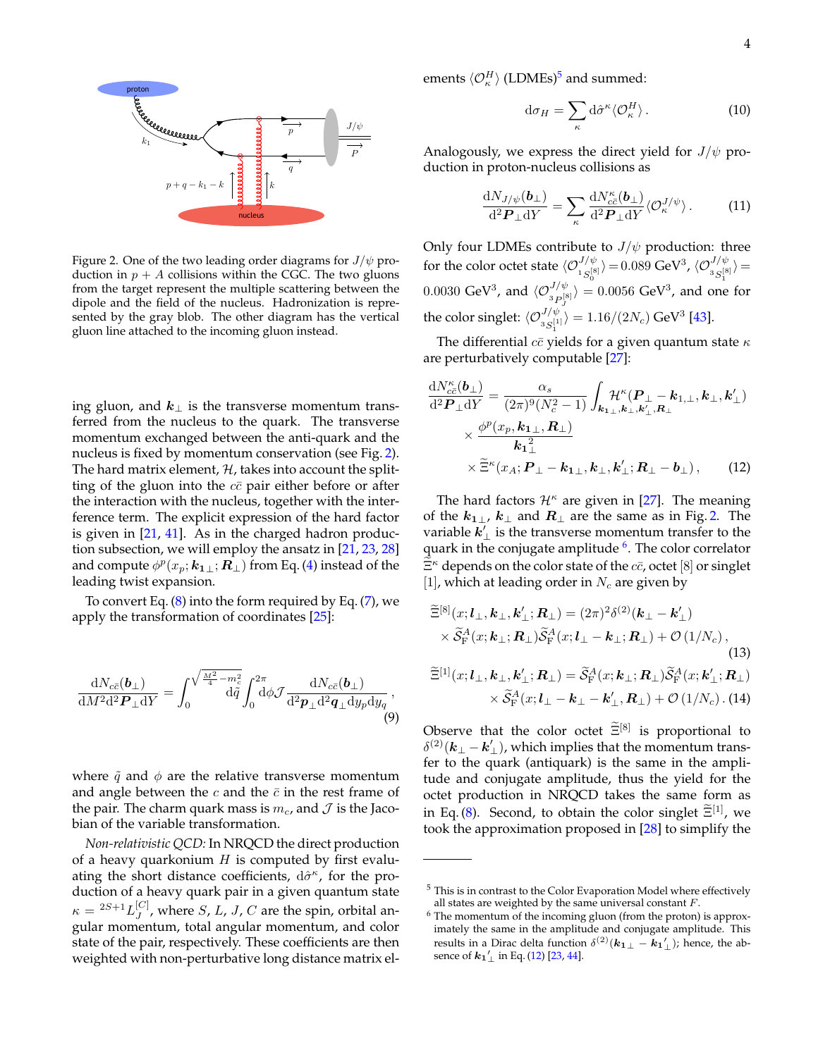Figure 2. One of the two leading order diagrams for $J/\psi$ production in $p+A$ collisions within the CGC. The two gluons from the target represent the multiple scattering between the dipole and the field of the nucleus. Hadronization is represented by the gray blob. The other diagram has the vertical gluon line attached to the incoming gluon instead.

ing gluon, and $\boldsymbol{k}_\perp$ is the transverse momentum transferred from the nucleus to the quark. The transverse momentum exchanged between the anti-quark and the nucleus is fixed by momentum conservation (see Fig. 2). The hard matrix element, $\mathcal{H}$, takes into account the splitting of the gluon into the $c\bar{c}$ pair either before or after the interaction with the nucleus, together with the interference term. The explicit expression of the hard factor is given in [21, 41]. As in the charged hadron production subsection, we will employ the ansatz in [21, 23, 28] and compute $\phi^p(x_p; \boldsymbol{k_1}_\perp; \boldsymbol{R}_\perp)$ from Eq. (4) instead of the leading twist expansion.

To convert Eq. (8) into the form required by Eq. (7), we apply the transformation of coordinates [25]:

$$\frac{\mathrm{d}N_{c\bar{c}}(\boldsymbol{b}_\perp)}{\mathrm{d}M^2\mathrm{d}^2\boldsymbol{P}_\perp\mathrm{d}Y} = \int_0^{\sqrt{\frac{M^2}{4}-m_c^2}}\mathrm{d}\tilde{q}\int_0^{2\pi}\mathrm{d}\phi\,\mathcal{J}\,\frac{\mathrm{d}N_{c\bar{c}}(\boldsymbol{b}_\perp)}{\mathrm{d}^2\boldsymbol{p}_\perp\mathrm{d}^2\boldsymbol{q}_\perp\mathrm{d}y_p\mathrm{d}y_q}\,, \tag{9}$$

where $\tilde{q}$ and $\phi$ are the relative transverse momentum and angle between the $c$ and the $\bar{c}$ in the rest frame of the pair. The charm quark mass is $m_c$, and $\mathcal{J}$ is the Jacobian of the variable transformation.

*Non-relativistic QCD:* In NRQCD the direct production of a heavy quarkonium $H$ is computed by first evaluating the short distance coefficients, $\mathrm{d}\hat{\sigma}^\kappa$, for the production of a heavy quark pair in a given quantum state $\kappa = {}^{2S+1}L_J^{[C]}$, where $S$, $L$, $J$, $C$ are the spin, orbital angular momentum, total angular momentum, and color state of the pair, respectively. These coefficients are then weighted with non-perturbative long distance matrix elements $\langle\mathcal{O}_\kappa^H\rangle$ (LDMEs)[5] and summed:

$$\mathrm{d}\sigma_H = \sum_\kappa \mathrm{d}\hat{\sigma}^\kappa\langle\mathcal{O}_\kappa^H\rangle\,. \tag{10}$$

Analogously, we express the direct yield for $J/\psi$ production in proton-nucleus collisions as

$$\frac{\mathrm{d}N_{J/\psi}(\boldsymbol{b}_\perp)}{\mathrm{d}^2\boldsymbol{P}_\perp\mathrm{d}Y} = \sum_\kappa\frac{\mathrm{d}N_{c\bar{c}}^\kappa(\boldsymbol{b}_\perp)}{\mathrm{d}^2\boldsymbol{P}_\perp\mathrm{d}Y}\langle\mathcal{O}_\kappa^{J/\psi}\rangle\,. \tag{11}$$

Only four LDMEs contribute to $J/\psi$ production: three for the color octet state $\langle\mathcal{O}^{J/\psi}_{{}^1S_0^{[8]}}\rangle = 0.089$ GeV$^3$, $\langle\mathcal{O}^{J/\psi}_{{}^3S_1^{[8]}}\rangle = 0.0030$ GeV$^3$, and $\langle\mathcal{O}^{J/\psi}_{{}^3P_J^{[8]}}\rangle = 0.0056$ GeV$^3$, and one for the color singlet: $\langle\mathcal{O}^{J/\psi}_{{}^3S_1^{[1]}}\rangle = 1.16/(2N_c)$ GeV$^3$ [43].

The differential $c\bar{c}$ yields for a given quantum state $\kappa$ are perturbatively computable [27]:

$$\begin{aligned}\frac{\mathrm{d}N_{c\bar{c}}^\kappa(\boldsymbol{b}_\perp)}{\mathrm{d}^2\boldsymbol{P}_\perp\mathrm{d}Y} &= \frac{\alpha_s}{(2\pi)^9(N_c^2-1)}\int_{\boldsymbol{k_1}_\perp,\boldsymbol{k}_\perp,\boldsymbol{k}'_\perp,\boldsymbol{R}_\perp}\mathcal{H}^\kappa(\boldsymbol{P}_\perp-\boldsymbol{k}_{1,\perp},\boldsymbol{k}_\perp,\boldsymbol{k}'_\perp)\\ &\times\frac{\phi^p(x_p,\boldsymbol{k_1}_\perp,\boldsymbol{R}_\perp)}{\boldsymbol{k_1}_\perp^2}\\ &\times\widetilde{\Xi}^\kappa(x_A;\boldsymbol{P}_\perp-\boldsymbol{k_1}_\perp,\boldsymbol{k}_\perp,\boldsymbol{k}'_\perp;\boldsymbol{R}_\perp-\boldsymbol{b}_\perp)\,,\end{aligned} \tag{12}$$

The hard factors $\mathcal{H}^\kappa$ are given in [27]. The meaning of the $\boldsymbol{k_1}_\perp$, $\boldsymbol{k}_\perp$ and $\boldsymbol{R}_\perp$ are the same as in Fig. 2. The variable $\boldsymbol{k}'_\perp$ is the transverse momentum transfer to the quark in the conjugate amplitude [6]. The color correlator $\widetilde{\Xi}^\kappa$ depends on the color state of the $c\bar{c}$, octet [8] or singlet [1], which at leading order in $N_c$ are given by

$$\begin{aligned}\widetilde{\Xi}^{[8]}(x;\boldsymbol{l}_\perp,\boldsymbol{k}_\perp,\boldsymbol{k}'_\perp;\boldsymbol{R}_\perp) &= (2\pi)^2\delta^{(2)}(\boldsymbol{k}_\perp-\boldsymbol{k}'_\perp)\\ &\times\widetilde{\mathcal{S}}_\mathrm{F}^A(x;\boldsymbol{k}_\perp;\boldsymbol{R}_\perp)\widetilde{\mathcal{S}}_\mathrm{F}^A(x;\boldsymbol{l}_\perp-\boldsymbol{k}_\perp;\boldsymbol{R}_\perp)+\mathcal{O}(1/N_c)\,,\end{aligned} \tag{13}$$

$$\begin{aligned}\widetilde{\Xi}^{[1]}(x;\boldsymbol{l}_\perp,\boldsymbol{k}_\perp,\boldsymbol{k}'_\perp;\boldsymbol{R}_\perp) &= \widetilde{\mathcal{S}}_\mathrm{F}^A(x;\boldsymbol{k}_\perp;\boldsymbol{R}_\perp)\widetilde{\mathcal{S}}_\mathrm{F}^A(x;\boldsymbol{k}'_\perp;\boldsymbol{R}_\perp)\\ &\times\widetilde{\mathcal{S}}_\mathrm{F}^A(x;\boldsymbol{l}_\perp-\boldsymbol{k}_\perp-\boldsymbol{k}'_\perp,\boldsymbol{R}_\perp)+\mathcal{O}(1/N_c)\,.\end{aligned} \tag{14}$$

Observe that the color octet $\widetilde{\Xi}^{[8]}$ is proportional to $\delta^{(2)}(\boldsymbol{k}_\perp-\boldsymbol{k}'_\perp)$, which implies that the momentum transfer to the quark (antiquark) is the same in the amplitude and conjugate amplitude, thus the yield for the octet production in NRQCD takes the same form as in Eq. (8). Second, to obtain the color singlet $\widetilde{\Xi}^{[1]}$, we took the approximation proposed in [28] to simplify the

[5] This is in contrast to the Color Evaporation Model where effectively all states are weighted by the same universal constant $F$.

[6] The momentum of the incoming gluon (from the proton) is approximately the same in the amplitude and conjugate amplitude. This results in a Dirac delta function $\delta^{(2)}(\boldsymbol{k_1}_\perp-\boldsymbol{k_1}'_\perp)$; hence, the absence of $\boldsymbol{k_1}'_\perp$ in Eq. (12) [23, 44].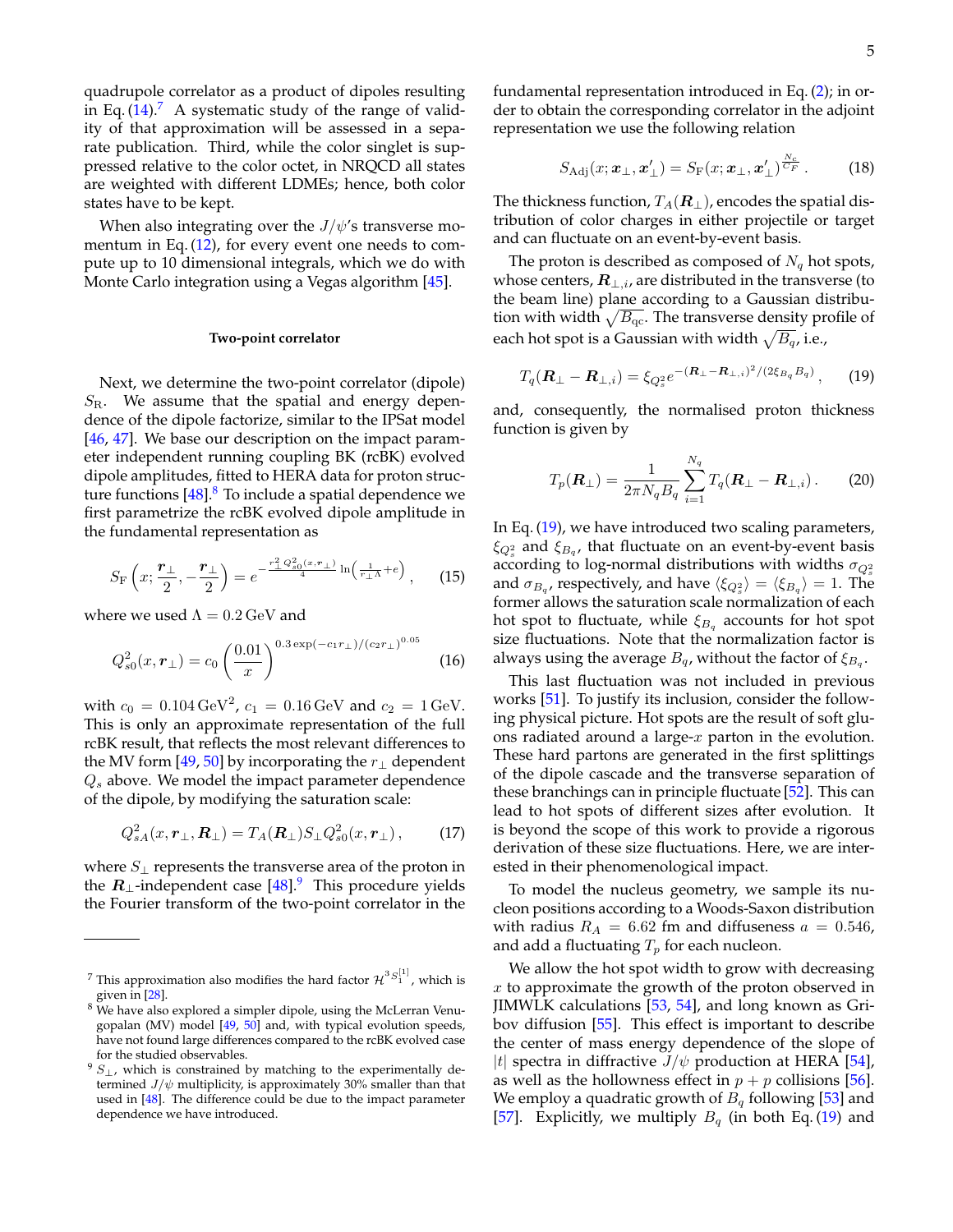quadrupole correlator as a product of dipoles resulting in Eq. (14).[7] A systematic study of the range of validity of that approximation will be assessed in a separate publication. Third, while the color singlet is suppressed relative to the color octet, in NRQCD all states are weighted with different LDMEs; hence, both color states have to be kept.

When also integrating over the $J/\psi$'s transverse momentum in Eq. (12), for every event one needs to compute up to 10 dimensional integrals, which we do with Monte Carlo integration using a Vegas algorithm [45].

### Two-point correlator

Next, we determine the two-point correlator (dipole) $S_{\rm R}$. We assume that the spatial and energy dependence of the dipole factorize, similar to the IPSat model [46, 47]. We base our description on the impact parameter independent running coupling BK (rcBK) evolved dipole amplitudes, fitted to HERA data for proton structure functions [48].[8] To include a spatial dependence we first parametrize the rcBK evolved dipole amplitude in the fundamental representation as

$$S_{\rm F}\left(x; \frac{\boldsymbol{r}_\perp}{2}, -\frac{\boldsymbol{r}_\perp}{2}\right) = e^{-\frac{r_\perp^2 Q_{s0}^2(x, r_\perp)}{4}\ln\left(\frac{1}{r_\perp \Lambda}+e\right)}, \quad (15)$$

where we used $\Lambda = 0.2\,\text{GeV}$ and

$$Q_{s0}^2(x, \boldsymbol{r}_\perp) = c_0 \left(\frac{0.01}{x}\right)^{0.3\exp(-c_1 r_\perp)/(c_2 r_\perp)^{0.05}} \quad (16)$$

with $c_0 = 0.104\,\text{GeV}^2$, $c_1 = 0.16\,\text{GeV}$ and $c_2 = 1\,\text{GeV}$. This is only an approximate representation of the full rcBK result, that reflects the most relevant differences to the MV form [49, 50] by incorporating the $r_\perp$ dependent $Q_s$ above. We model the impact parameter dependence of the dipole, by modifying the saturation scale:

$$Q_{sA}^2(x, \boldsymbol{r}_\perp, \boldsymbol{R}_\perp) = T_A(\boldsymbol{R}_\perp) S_\perp Q_{s0}^2(x, \boldsymbol{r}_\perp), \quad (17)$$

where $S_\perp$ represents the transverse area of the proton in the $\boldsymbol{R}_\perp$-independent case [48].[9] This procedure yields the Fourier transform of the two-point correlator in the fundamental representation introduced in Eq. (2); in order to obtain the corresponding correlator in the adjoint representation we use the following relation

$$S_{\rm Adj}(x; \boldsymbol{x}_\perp, \boldsymbol{x}'_\perp) = S_{\rm F}(x; \boldsymbol{x}_\perp, \boldsymbol{x}'_\perp)^{\frac{N_c}{C_F}}. \quad (18)$$

The thickness function, $T_A(\boldsymbol{R}_\perp)$, encodes the spatial distribution of color charges in either projectile or target and can fluctuate on an event-by-event basis.

The proton is described as composed of $N_q$ hot spots, whose centers, $\boldsymbol{R}_{\perp,i}$, are distributed in the transverse (to the beam line) plane according to a Gaussian distribution with width $\sqrt{B_{\rm qc}}$. The transverse density profile of each hot spot is a Gaussian with width $\sqrt{B_q}$, i.e.,

$$T_q(\boldsymbol{R}_\perp - \boldsymbol{R}_{\perp,i}) = \xi_{Q_s^2} e^{-(\boldsymbol{R}_\perp - \boldsymbol{R}_{\perp,i})^2/(2\xi_{B_q} B_q)}, \quad (19)$$

and, consequently, the normalised proton thickness function is given by

$$T_p(\boldsymbol{R}_\perp) = \frac{1}{2\pi N_q B_q} \sum_{i=1}^{N_q} T_q(\boldsymbol{R}_\perp - \boldsymbol{R}_{\perp,i}). \quad (20)$$

In Eq. (19), we have introduced two scaling parameters, $\xi_{Q_s^2}$ and $\xi_{B_q}$, that fluctuate on an event-by-event basis according to log-normal distributions with widths $\sigma_{Q_s^2}$ and $\sigma_{B_q}$, respectively, and have $\langle \xi_{Q_s^2} \rangle = \langle \xi_{B_q} \rangle = 1$. The former allows the saturation scale normalization of each hot spot to fluctuate, while $\xi_{B_q}$ accounts for hot spot size fluctuations. Note that the normalization factor is always using the average $B_q$, without the factor of $\xi_{B_q}$.

This last fluctuation was not included in previous works [51]. To justify its inclusion, consider the following physical picture. Hot spots are the result of soft gluons radiated around a large-$x$ parton in the evolution. These hard partons are generated in the first splittings of the dipole cascade and the transverse separation of these branchings can in principle fluctuate [52]. This can lead to hot spots of different sizes after evolution. It is beyond the scope of this work to provide a rigorous derivation of these size fluctuations. Here, we are interested in their phenomenological impact.

To model the nucleus geometry, we sample its nucleon positions according to a Woods-Saxon distribution with radius $R_A = 6.62$ fm and diffuseness $a = 0.546$, and add a fluctuating $T_p$ for each nucleon.

We allow the hot spot width to grow with decreasing $x$ to approximate the growth of the proton observed in JIMWLK calculations [53, 54], and long known as Gribov diffusion [55]. This effect is important to describe the center of mass energy dependence of the slope of $|t|$ spectra in diffractive $J/\psi$ production at HERA [54], as well as the hollowness effect in $p+p$ collisions [56]. We employ a quadratic growth of $B_q$ following [53] and [57]. Explicitly, we multiply $B_q$ (in both Eq. (19) and

---

[7] This approximation also modifies the hard factor $\mathcal{H}^{^3S_1^{[1]}}$, which is given in [28].

[8] We have also explored a simpler dipole, using the McLerran Venugopalan (MV) model [49, 50] and, with typical evolution speeds, have not found large differences compared to the rcBK evolved case for the studied observables.

[9] $S_\perp$, which is constrained by matching to the experimentally determined $J/\psi$ multiplicity, is approximately 30% smaller than that used in [48]. The difference could be due to the impact parameter dependence we have introduced.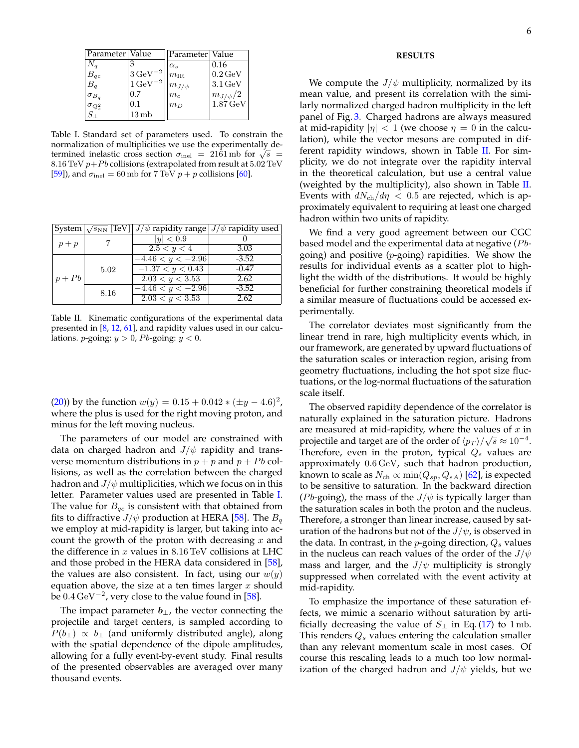| Parameter | Value | Parameter | Value |
|---|---|---|---|
| $N_q$ | 3 | $\alpha_s$ | 0.16 |
| $B_{qc}$ | $3\,\mathrm{GeV}^{-2}$ | $m_{\mathrm{IR}}$ | $0.2\,\mathrm{GeV}$ |
| $B_q$ | $1\,\mathrm{GeV}^{-2}$ | $m_{J/\psi}$ | $3.1\,\mathrm{GeV}$ |
| $\sigma_{B_q}$ | 0.7 | $m_c$ | $m_{J/\psi}/2$ |
| $\sigma_{Q_s^2}$ | 0.1 | $m_D$ | $1.87\,\mathrm{GeV}$ |
| $S_\perp$ | $13\,\mathrm{mb}$ | | |

Table I. Standard set of parameters used. To constrain the normalization of multiplicities we use the experimentally determined inelastic cross section $\sigma_{\mathrm{inel}} = 2161\,\mathrm{mb}$ for $\sqrt{s} = 8.16\,\mathrm{TeV}$ $p+Pb$ collisions (extrapolated from result at $5.02\,\mathrm{TeV}$ [59]), and $\sigma_{\mathrm{inel}} = 60\,\mathrm{mb}$ for $7\,\mathrm{TeV}$ $p+p$ collisions [60].

| System | $\sqrt{s_{\mathrm{NN}}}$ [TeV] | $J/\psi$ rapidity range | $J/\psi$ rapidity used |
|---|---|---|---|
| $p+p$ | 7 | $\lvert y\rvert < 0.9$ | 0 |
| | | $2.5 < y < 4$ | 3.03 |
| $p+Pb$ | 5.02 | $-4.46 < y < -2.96$ | -3.52 |
| | | $-1.37 < y < 0.43$ | -0.47 |
| | | $2.03 < y < 3.53$ | 2.62 |
| | 8.16 | $-4.46 < y < -2.96$ | -3.52 |
| | | $2.03 < y < 3.53$ | 2.62 |

Table II. Kinematic configurations of the experimental data presented in [8, 12, 61], and rapidity values used in our calculations. $p$-going: $y > 0$, $Pb$-going: $y < 0$.

(20)) by the function $w(y) = 0.15 + 0.042 * (\pm y - 4.6)^2$, where the plus is used for the right moving proton, and minus for the left moving nucleus.

The parameters of our model are constrained with data on charged hadron and $J/\psi$ rapidity and transverse momentum distributions in $p+p$ and $p+Pb$ collisions, as well as the correlation between the charged hadron and $J/\psi$ multiplicities, which we focus on in this letter. Parameter values used are presented in Table I. The value for $B_{qc}$ is consistent with that obtained from fits to diffractive $J/\psi$ production at HERA [58]. The $B_q$ we employ at mid-rapidity is larger, but taking into account the growth of the proton with decreasing $x$ and the difference in $x$ values in $8.16\,\mathrm{TeV}$ collisions at LHC and those probed in the HERA data considered in [58], the values are also consistent. In fact, using our $w(y)$ equation above, the size at a ten times larger $x$ should be $0.4\,\mathrm{GeV}^{-2}$, very close to the value found in [58].

The impact parameter $\boldsymbol{b}_\perp$, the vector connecting the projectile and target centers, is sampled according to $P(b_\perp) \propto b_\perp$ (and uniformly distributed angle), along with the spatial dependence of the dipole amplitudes, allowing for a fully event-by-event study. Final results of the presented observables are averaged over many thousand events.

## RESULTS

We compute the $J/\psi$ multiplicity, normalized by its mean value, and present its correlation with the similarly normalized charged hadron multiplicity in the left panel of Fig. 3. Charged hadrons are always measured at mid-rapidity $|\eta| < 1$ (we choose $\eta = 0$ in the calculation), while the vector mesons are computed in different rapidity windows, shown in Table II. For simplicity, we do not integrate over the rapidity interval in the theoretical calculation, but use a central value (weighted by the multiplicity), also shown in Table II. Events with $dN_{\mathrm{ch}}/d\eta < 0.5$ are rejected, which is approximately equivalent to requiring at least one charged hadron within two units of rapidity.

We find a very good agreement between our CGC based model and the experimental data at negative ($Pb$-going) and positive ($p$-going) rapidities. We show the results for individual events as a scatter plot to highlight the width of the distributions. It would be highly beneficial for further constraining theoretical models if a similar measure of fluctuations could be accessed experimentally.

The correlator deviates most significantly from the linear trend in rare, high multiplicity events which, in our framework, are generated by upward fluctuations of the saturation scales or interaction region, arising from geometry fluctuations, including the hot spot size fluctuations, or the log-normal fluctuations of the saturation scale itself.

The observed rapidity dependence of the correlator is naturally explained in the saturation picture. Hadrons are measured at mid-rapidity, where the values of $x$ in projectile and target are of the order of $\langle p_T\rangle/\sqrt{s} \approx 10^{-4}$. Therefore, even in the proton, typical $Q_s$ values are approximately $0.6\,\mathrm{GeV}$, such that hadron production, known to scale as $N_{\mathrm{ch}} \propto \min(Q_{sp}, Q_{sA})$ [62], is expected to be sensitive to saturation. In the backward direction ($Pb$-going), the mass of the $J/\psi$ is typically larger than the saturation scales in both the proton and the nucleus. Therefore, a stronger than linear increase, caused by saturation of the hadrons but not of the $J/\psi$, is observed in the data. In contrast, in the $p$-going direction, $Q_s$ values in the nucleus can reach values of the order of the $J/\psi$ mass and larger, and the $J/\psi$ multiplicity is strongly suppressed when correlated with the event activity at mid-rapidity.

To emphasize the importance of these saturation effects, we mimic a scenario without saturation by artificially decreasing the value of $S_\perp$ in Eq. (17) to $1\,\mathrm{mb}$. This renders $Q_s$ values entering the calculation smaller than any relevant momentum scale in most cases. Of course this rescaling leads to a much too low normalization of the charged hadron and $J/\psi$ yields, but we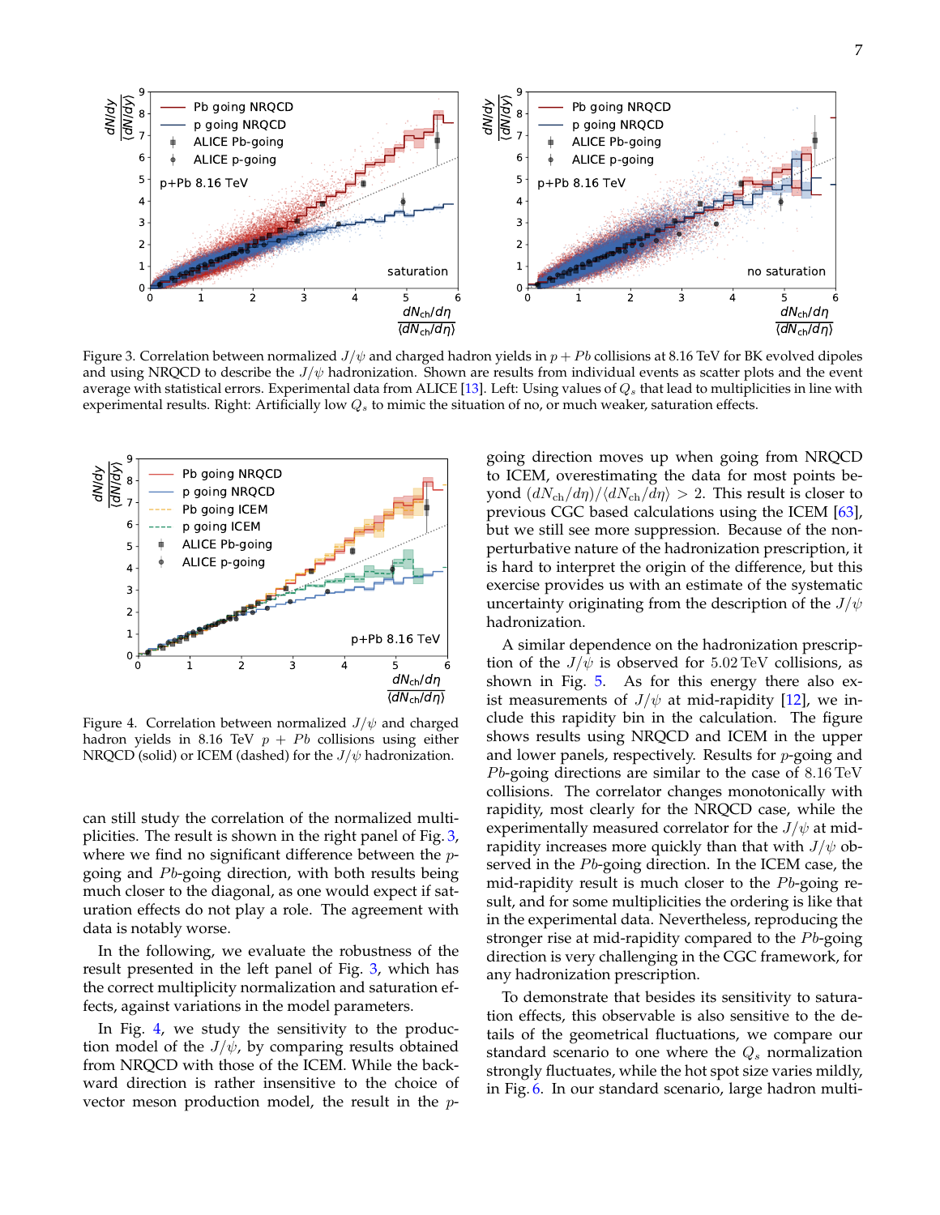Figure 3. Correlation between normalized $J/\psi$ and charged hadron yields in $p + Pb$ collisions at 8.16 TeV for BK evolved dipoles and using NRQCD to describe the $J/\psi$ hadronization. Shown are results from individual events as scatter plots and the event average with statistical errors. Experimental data from ALICE [13]. Left: Using values of $Q_s$ that lead to multiplicities in line with experimental results. Right: Artificially low $Q_s$ to mimic the situation of no, or much weaker, saturation effects.

Figure 4. Correlation between normalized $J/\psi$ and charged hadron yields in 8.16 TeV $p + Pb$ collisions using either NRQCD (solid) or ICEM (dashed) for the $J/\psi$ hadronization.

can still study the correlation of the normalized multiplicities. The result is shown in the right panel of Fig. 3, where we find no significant difference between the $p$-going and $Pb$-going direction, with both results being much closer to the diagonal, as one would expect if saturation effects do not play a role. The agreement with data is notably worse.

In the following, we evaluate the robustness of the result presented in the left panel of Fig. 3, which has the correct multiplicity normalization and saturation effects, against variations in the model parameters.

In Fig. 4, we study the sensitivity to the production model of the $J/\psi$, by comparing results obtained from NRQCD with those of the ICEM. While the backward direction is rather insensitive to the choice of vector meson production model, the result in the $p$-going direction moves up when going from NRQCD to ICEM, overestimating the data for most points beyond $(dN_{\rm ch}/d\eta)/\langle dN_{\rm ch}/d\eta\rangle > 2$. This result is closer to previous CGC based calculations using the ICEM [63], but we still see more suppression. Because of the nonperturbative nature of the hadronization prescription, it is hard to interpret the origin of the difference, but this exercise provides us with an estimate of the systematic uncertainty originating from the description of the $J/\psi$ hadronization.

A similar dependence on the hadronization prescription of the $J/\psi$ is observed for 5.02 TeV collisions, as shown in Fig. 5. As for this energy there also exist measurements of $J/\psi$ at mid-rapidity [12], we include this rapidity bin in the calculation. The figure shows results using NRQCD and ICEM in the upper and lower panels, respectively. Results for $p$-going and $Pb$-going directions are similar to the case of 8.16 TeV collisions. The correlator changes monotonically with rapidity, most clearly for the NRQCD case, while the experimentally measured correlator for the $J/\psi$ at mid-rapidity increases more quickly than that with $J/\psi$ observed in the $Pb$-going direction. In the ICEM case, the mid-rapidity result is much closer to the $Pb$-going result, and for some multiplicities the ordering is like that in the experimental data. Nevertheless, reproducing the stronger rise at mid-rapidity compared to the $Pb$-going direction is very challenging in the CGC framework, for any hadronization prescription.

To demonstrate that besides its sensitivity to saturation effects, this observable is also sensitive to the details of the geometrical fluctuations, we compare our standard scenario to one where the $Q_s$ normalization strongly fluctuates, while the hot spot size varies mildly, in Fig. 6. In our standard scenario, large hadron multi-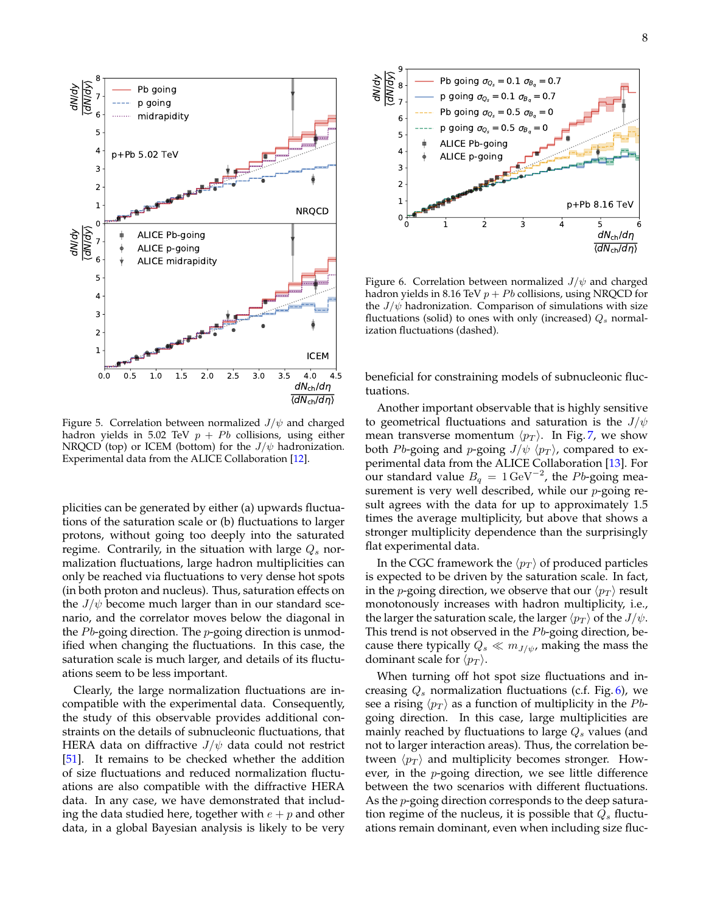Figure 5. Correlation between normalized $J/\psi$ and charged hadron yields in 5.02 TeV $p+Pb$ collisions, using either NRQCD (top) or ICEM (bottom) for the $J/\psi$ hadronization. Experimental data from the ALICE Collaboration [12].

Figure 6. Correlation between normalized $J/\psi$ and charged hadron yields in 8.16 TeV $p+Pb$ collisions, using NRQCD for the $J/\psi$ hadronization. Comparison of simulations with size fluctuations (solid) to ones with only (increased) $Q_s$ normalization fluctuations (dashed).

plicities can be generated by either (a) upwards fluctuations of the saturation scale or (b) fluctuations to larger protons, without going too deeply into the saturated regime. Contrarily, in the situation with large $Q_s$ normalization fluctuations, large hadron multiplicities can only be reached via fluctuations to very dense hot spots (in both proton and nucleus). Thus, saturation effects on the $J/\psi$ become much larger than in our standard scenario, and the correlator moves below the diagonal in the $Pb$-going direction. The $p$-going direction is unmodified when changing the fluctuations. In this case, the saturation scale is much larger, and details of its fluctuations seem to be less important.

Clearly, the large normalization fluctuations are incompatible with the experimental data. Consequently, the study of this observable provides additional constraints on the details of subnucleonic fluctuations, that HERA data on diffractive $J/\psi$ data could not restrict [51]. It remains to be checked whether the addition of size fluctuations and reduced normalization fluctuations are also compatible with the diffractive HERA data. In any case, we have demonstrated that including the data studied here, together with $e+p$ and other data, in a global Bayesian analysis is likely to be very beneficial for constraining models of subnucleonic fluctuations.

Another important observable that is highly sensitive to geometrical fluctuations and saturation is the $J/\psi$ mean transverse momentum $\langle p_T \rangle$. In Fig. 7, we show both $Pb$-going and $p$-going $J/\psi$ $\langle p_T \rangle$, compared to experimental data from the ALICE Collaboration [13]. For our standard value $B_q = 1\,\mathrm{GeV}^{-2}$, the $Pb$-going measurement is very well described, while our $p$-going result agrees with the data for up to approximately 1.5 times the average multiplicity, but above that shows a stronger multiplicity dependence than the surprisingly flat experimental data.

In the CGC framework the $\langle p_T \rangle$ of produced particles is expected to be driven by the saturation scale. In fact, in the $p$-going direction, we observe that our $\langle p_T \rangle$ result monotonously increases with hadron multiplicity, i.e., the larger the saturation scale, the larger $\langle p_T \rangle$ of the $J/\psi$. This trend is not observed in the $Pb$-going direction, because there typically $Q_s \ll m_{J/\psi}$, making the mass the dominant scale for $\langle p_T \rangle$.

When turning off hot spot size fluctuations and increasing $Q_s$ normalization fluctuations (c.f. Fig. 6), we see a rising $\langle p_T \rangle$ as a function of multiplicity in the $Pb$-going direction. In this case, large multiplicities are mainly reached by fluctuations to large $Q_s$ values (and not to larger interaction areas). Thus, the correlation between $\langle p_T \rangle$ and multiplicity becomes stronger. However, in the $p$-going direction, we see little difference between the two scenarios with different fluctuations. As the $p$-going direction corresponds to the deep saturation regime of the nucleus, it is possible that $Q_s$ fluctuations remain dominant, even when including size fluc-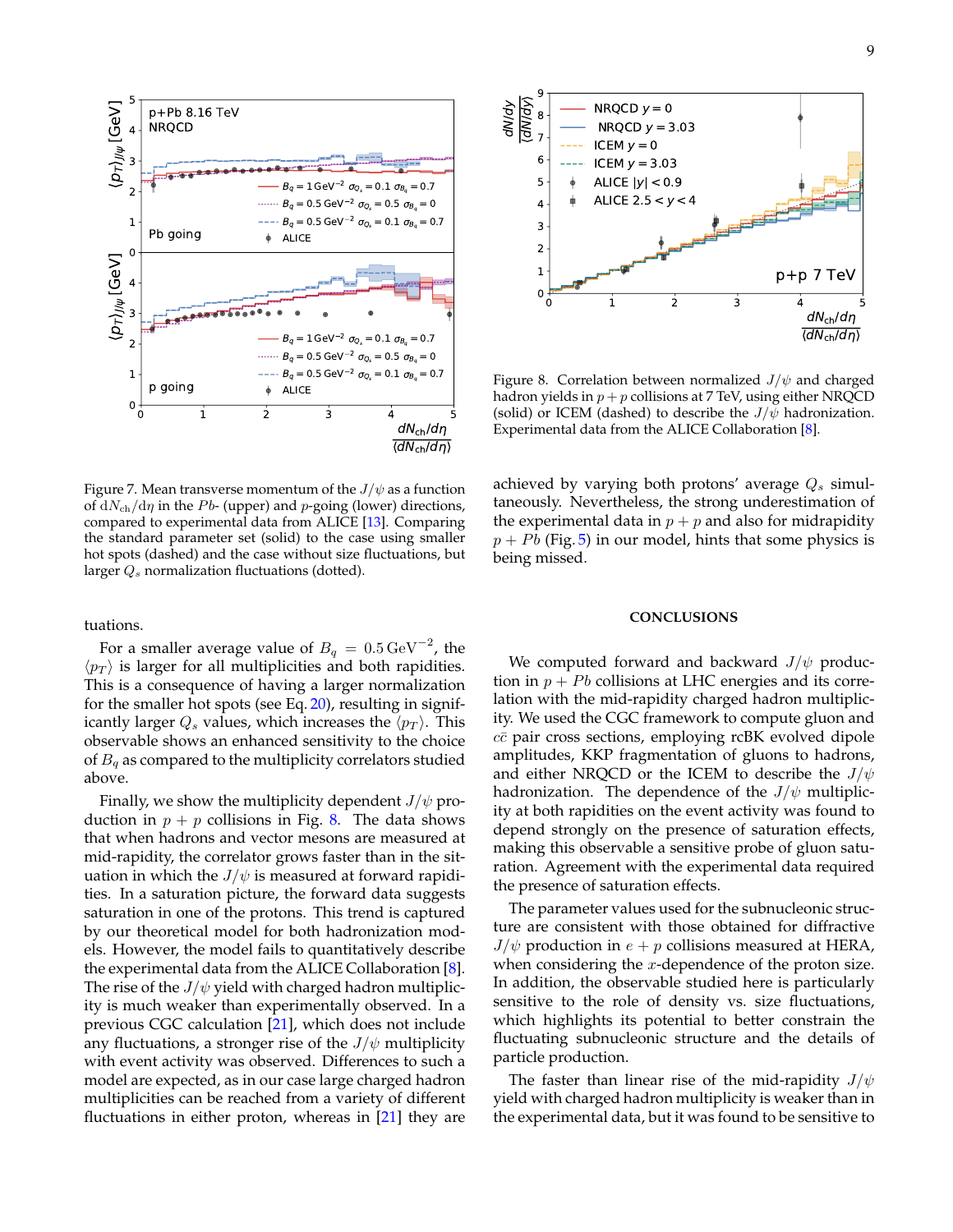Figure 7. Mean transverse momentum of the $J/\psi$ as a function of $\mathrm{d}N_{\mathrm{ch}}/\mathrm{d}\eta$ in the $Pb$- (upper) and $p$-going (lower) directions, compared to experimental data from ALICE [13]. Comparing the standard parameter set (solid) to the case using smaller hot spots (dashed) and the case without size fluctuations, but larger $Q_s$ normalization fluctuations (dotted).

Figure 8. Correlation between normalized $J/\psi$ and charged hadron yields in $p+p$ collisions at 7 TeV, using either NRQCD (solid) or ICEM (dashed) to describe the $J/\psi$ hadronization. Experimental data from the ALICE Collaboration [8].

tuations.

For a smaller average value of $B_q = 0.5\,\mathrm{GeV}^{-2}$, the $\langle p_T \rangle$ is larger for all multiplicities and both rapidities. This is a consequence of having a larger normalization for the smaller hot spots (see Eq. 20), resulting in significantly larger $Q_s$ values, which increases the $\langle p_T \rangle$. This observable shows an enhanced sensitivity to the choice of $B_q$ as compared to the multiplicity correlators studied above.

Finally, we show the multiplicity dependent $J/\psi$ production in $p+p$ collisions in Fig. 8. The data shows that when hadrons and vector mesons are measured at mid-rapidity, the correlator grows faster than in the situation in which the $J/\psi$ is measured at forward rapidities. In a saturation picture, the forward data suggests saturation in one of the protons. This trend is captured by our theoretical model for both hadronization models. However, the model fails to quantitatively describe the experimental data from the ALICE Collaboration [8]. The rise of the $J/\psi$ yield with charged hadron multiplicity is much weaker than experimentally observed. In a previous CGC calculation [21], which does not include any fluctuations, a stronger rise of the $J/\psi$ multiplicity with event activity was observed. Differences to such a model are expected, as in our case large charged hadron multiplicities can be reached from a variety of different fluctuations in either proton, whereas in [21] they are achieved by varying both protons' average $Q_s$ simultaneously. Nevertheless, the strong underestimation of the experimental data in $p+p$ and also for midrapidity $p+Pb$ (Fig. 5) in our model, hints that some physics is being missed.

## CONCLUSIONS

We computed forward and backward $J/\psi$ production in $p+Pb$ collisions at LHC energies and its correlation with the mid-rapidity charged hadron multiplicity. We used the CGC framework to compute gluon and $c\bar{c}$ pair cross sections, employing rcBK evolved dipole amplitudes, KKP fragmentation of gluons to hadrons, and either NRQCD or the ICEM to describe the $J/\psi$ hadronization. The dependence of the $J/\psi$ multiplicity at both rapidities on the event activity was found to depend strongly on the presence of saturation effects, making this observable a sensitive probe of gluon saturation. Agreement with the experimental data required the presence of saturation effects.

The parameter values used for the subnucleonic structure are consistent with those obtained for diffractive $J/\psi$ production in $e+p$ collisions measured at HERA, when considering the $x$-dependence of the proton size. In addition, the observable studied here is particularly sensitive to the role of density vs. size fluctuations, which highlights its potential to better constrain the fluctuating subnucleonic structure and the details of particle production.

The faster than linear rise of the mid-rapidity $J/\psi$ yield with charged hadron multiplicity is weaker than in the experimental data, but it was found to be sensitive to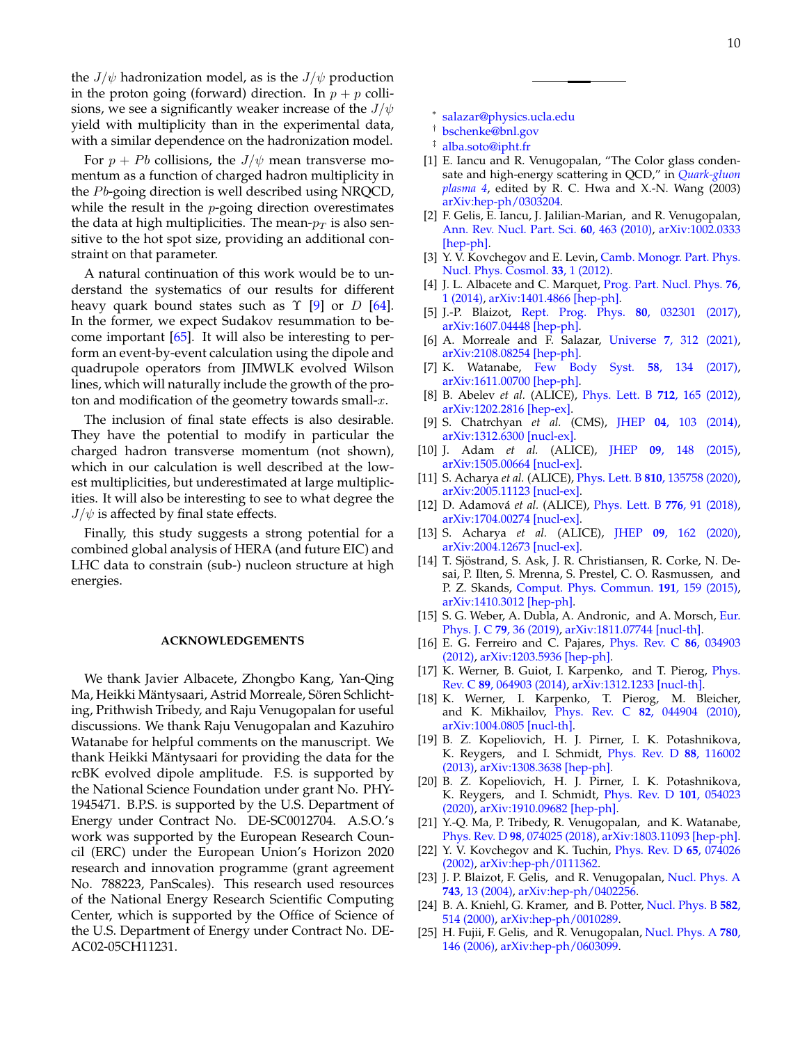the $J/\psi$ hadronization model, as is the $J/\psi$ production in the proton going (forward) direction. In $p+p$ collisions, we see a significantly weaker increase of the $J/\psi$ yield with multiplicity than in the experimental data, with a similar dependence on the hadronization model.

For $p+Pb$ collisions, the $J/\psi$ mean transverse momentum as a function of charged hadron multiplicity in the $Pb$-going direction is well described using NRQCD, while the result in the $p$-going direction overestimates the data at high multiplicities. The mean-$p_T$ is also sensitive to the hot spot size, providing an additional constraint on that parameter.

A natural continuation of this work would be to understand the systematics of our results for different heavy quark bound states such as $\Upsilon$ [9] or $D$ [64]. In the former, we expect Sudakov resummation to become important [65]. It will also be interesting to perform an event-by-event calculation using the dipole and quadrupole operators from JIMWLK evolved Wilson lines, which will naturally include the growth of the proton and modification of the geometry towards small-$x$.

The inclusion of final state effects is also desirable. They have the potential to modify in particular the charged hadron transverse momentum (not shown), which in our calculation is well described at the lowest multiplicities, but underestimated at large multiplicities. It will also be interesting to see to what degree the $J/\psi$ is affected by final state effects.

Finally, this study suggests a strong potential for a combined global analysis of HERA (and future EIC) and LHC data to constrain (sub-) nucleon structure at high energies.

## ACKNOWLEDGEMENTS

We thank Javier Albacete, Zhongbo Kang, Yan-Qing Ma, Heikki Mäntysaari, Astrid Morreale, Sören Schlichting, Prithwish Tribedy, and Raju Venugopalan for useful discussions. We thank Raju Venugopalan and Kazuhiro Watanabe for helpful comments on the manuscript. We thank Heikki Mäntysaari for providing the data for the rcBK evolved dipole amplitude. F.S. is supported by the National Science Foundation under grant No. PHY-1945471. B.P.S. is supported by the U.S. Department of Energy under Contract No. DE-SC0012704. A.S.O.'s work was supported by the European Research Council (ERC) under the European Union's Horizon 2020 research and innovation programme (grant agreement No. 788223, PanScales). This research used resources of the National Energy Research Scientific Computing Center, which is supported by the Office of Science of the U.S. Department of Energy under Contract No. DE-AC02-05CH11231.

---

* salazar@physics.ucla.edu
† bschenke@bnl.gov
‡ alba.soto@ipht.fr

[1] E. Iancu and R. Venugopalan, "The Color glass condensate and high-energy scattering in QCD," in *Quark-gluon plasma 4*, edited by R. C. Hwa and X.-N. Wang (2003) arXiv:hep-ph/0303204.
[2] F. Gelis, E. Iancu, J. Jalilian-Marian, and R. Venugopalan, Ann. Rev. Nucl. Part. Sci. **60**, 463 (2010), arXiv:1002.0333 [hep-ph].
[3] Y. V. Kovchegov and E. Levin, Camb. Monogr. Part. Phys. Nucl. Phys. Cosmol. **33**, 1 (2012).
[4] J. L. Albacete and C. Marquet, Prog. Part. Nucl. Phys. **76**, 1 (2014), arXiv:1401.4866 [hep-ph].
[5] J.-P. Blaizot, Rept. Prog. Phys. **80**, 032301 (2017), arXiv:1607.04448 [hep-ph].
[6] A. Morreale and F. Salazar, Universe **7**, 312 (2021), arXiv:2108.08254 [hep-ph].
[7] K. Watanabe, Few Body Syst. **58**, 134 (2017), arXiv:1611.00700 [hep-ph].
[8] B. Abelev *et al.* (ALICE), Phys. Lett. B **712**, 165 (2012), arXiv:1202.2816 [hep-ex].
[9] S. Chatrchyan *et al.* (CMS), JHEP **04**, 103 (2014), arXiv:1312.6300 [nucl-ex].
[10] J. Adam *et al.* (ALICE), JHEP **09**, 148 (2015), arXiv:1505.00664 [nucl-ex].
[11] S. Acharya *et al.* (ALICE), Phys. Lett. B **810**, 135758 (2020), arXiv:2005.11123 [nucl-ex].
[12] D. Adamová *et al.* (ALICE), Phys. Lett. B **776**, 91 (2018), arXiv:1704.00274 [nucl-ex].
[13] S. Acharya *et al.* (ALICE), JHEP **09**, 162 (2020), arXiv:2004.12673 [nucl-ex].
[14] T. Sjöstrand, S. Ask, J. R. Christiansen, R. Corke, N. Desai, P. Ilten, S. Mrenna, S. Prestel, C. O. Rasmussen, and P. Z. Skands, Comput. Phys. Commun. **191**, 159 (2015), arXiv:1410.3012 [hep-ph].
[15] S. G. Weber, A. Dubla, A. Andronic, and A. Morsch, Eur. Phys. J. C **79**, 36 (2019), arXiv:1811.07744 [nucl-th].
[16] E. G. Ferreiro and C. Pajares, Phys. Rev. C **86**, 034903 (2012), arXiv:1203.5936 [hep-ph].
[17] K. Werner, B. Guiot, I. Karpenko, and T. Pierog, Phys. Rev. C **89**, 064903 (2014), arXiv:1312.1233 [nucl-th].
[18] K. Werner, I. Karpenko, T. Pierog, M. Bleicher, and K. Mikhailov, Phys. Rev. C **82**, 044904 (2010), arXiv:1004.0805 [nucl-th].
[19] B. Z. Kopeliovich, H. J. Pirner, I. K. Potashnikova, K. Reygers, and I. Schmidt, Phys. Rev. D **88**, 116002 (2013), arXiv:1308.3638 [hep-ph].
[20] B. Z. Kopeliovich, H. J. Pirner, I. K. Potashnikova, K. Reygers, and I. Schmidt, Phys. Rev. D **101**, 054023 (2020), arXiv:1910.09682 [hep-ph].
[21] Y.-Q. Ma, P. Tribedy, R. Venugopalan, and K. Watanabe, Phys. Rev. D **98**, 074025 (2018), arXiv:1803.11093 [hep-ph].
[22] Y. V. Kovchegov and K. Tuchin, Phys. Rev. D **65**, 074026 (2002), arXiv:hep-ph/0111362.
[23] J. P. Blaizot, F. Gelis, and R. Venugopalan, Nucl. Phys. A **743**, 13 (2004), arXiv:hep-ph/0402256.
[24] B. A. Kniehl, G. Kramer, and B. Potter, Nucl. Phys. B **582**, 514 (2000), arXiv:hep-ph/0010289.
[25] H. Fujii, F. Gelis, and R. Venugopalan, Nucl. Phys. A **780**, 146 (2006), arXiv:hep-ph/0603099.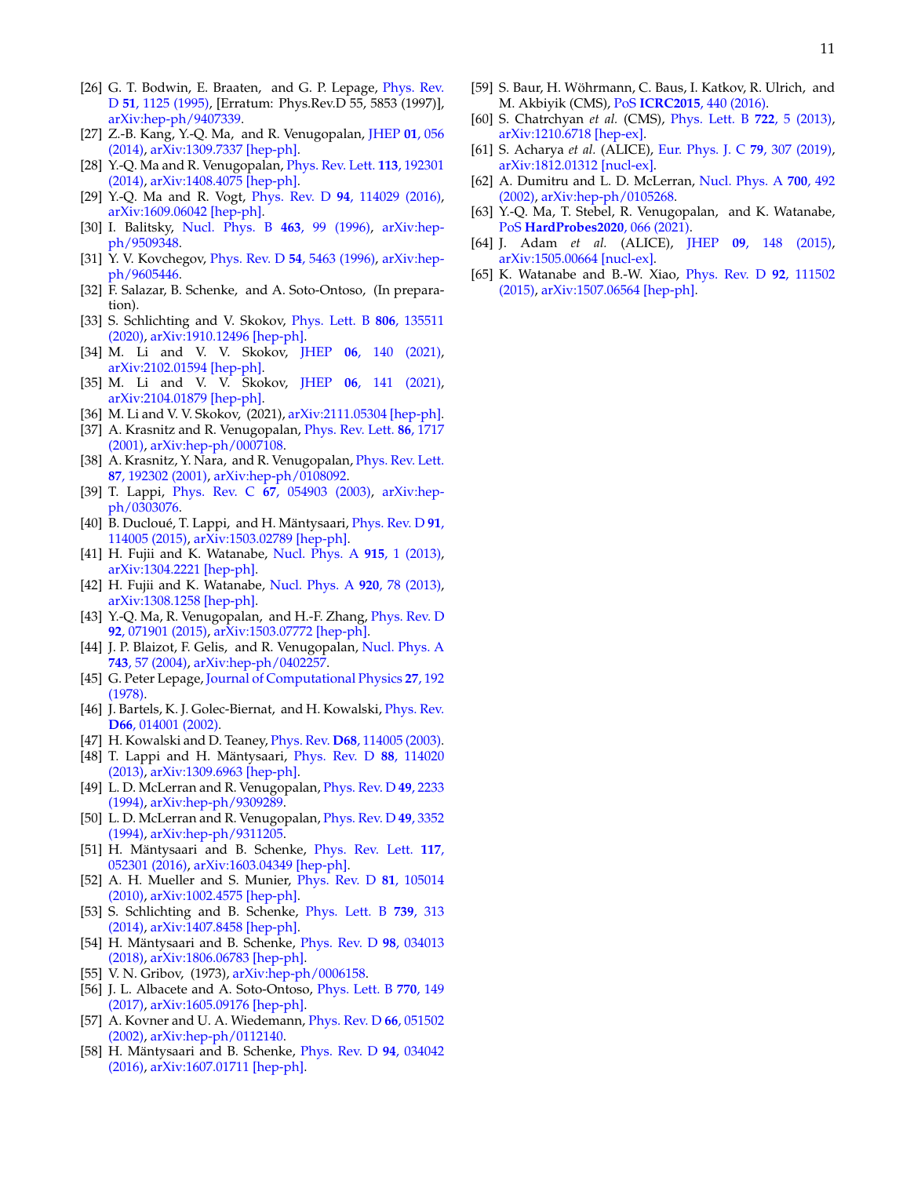[26] G. T. Bodwin, E. Braaten, and G. P. Lepage, Phys. Rev. D **51**, 1125 (1995), [Erratum: Phys.Rev.D 55, 5853 (1997)], arXiv:hep-ph/9407339.

[27] Z.-B. Kang, Y.-Q. Ma, and R. Venugopalan, JHEP **01**, 056 (2014), arXiv:1309.7337 [hep-ph].

[28] Y.-Q. Ma and R. Venugopalan, Phys. Rev. Lett. **113**, 192301 (2014), arXiv:1408.4075 [hep-ph].

[29] Y.-Q. Ma and R. Vogt, Phys. Rev. D **94**, 114029 (2016), arXiv:1609.06042 [hep-ph].

[30] I. Balitsky, Nucl. Phys. B **463**, 99 (1996), arXiv:hep-ph/9509348.

[31] Y. V. Kovchegov, Phys. Rev. D **54**, 5463 (1996), arXiv:hep-ph/9605446.

[32] F. Salazar, B. Schenke, and A. Soto-Ontoso, (In preparation).

[33] S. Schlichting and V. Skokov, Phys. Lett. B **806**, 135511 (2020), arXiv:1910.12496 [hep-ph].

[34] M. Li and V. V. Skokov, JHEP **06**, 140 (2021), arXiv:2102.01594 [hep-ph].

[35] M. Li and V. V. Skokov, JHEP **06**, 141 (2021), arXiv:2104.01879 [hep-ph].

[36] M. Li and V. V. Skokov, (2021), arXiv:2111.05304 [hep-ph].

[37] A. Krasnitz and R. Venugopalan, Phys. Rev. Lett. **86**, 1717 (2001), arXiv:hep-ph/0007108.

[38] A. Krasnitz, Y. Nara, and R. Venugopalan, Phys. Rev. Lett. **87**, 192302 (2001), arXiv:hep-ph/0108092.

[39] T. Lappi, Phys. Rev. C **67**, 054903 (2003), arXiv:hep-ph/0303076.

[40] B. Ducloué, T. Lappi, and H. Mäntysaari, Phys. Rev. D **91**, 114005 (2015), arXiv:1503.02789 [hep-ph].

[41] H. Fujii and K. Watanabe, Nucl. Phys. A **915**, 1 (2013), arXiv:1304.2221 [hep-ph].

[42] H. Fujii and K. Watanabe, Nucl. Phys. A **920**, 78 (2013), arXiv:1308.1258 [hep-ph].

[43] Y.-Q. Ma, R. Venugopalan, and H.-F. Zhang, Phys. Rev. D **92**, 071901 (2015), arXiv:1503.07772 [hep-ph].

[44] J. P. Blaizot, F. Gelis, and R. Venugopalan, Nucl. Phys. A **743**, 57 (2004), arXiv:hep-ph/0402257.

[45] G. Peter Lepage, Journal of Computational Physics **27**, 192 (1978).

[46] J. Bartels, K. J. Golec-Biernat, and H. Kowalski, Phys. Rev. **D66**, 014001 (2002).

[47] H. Kowalski and D. Teaney, Phys. Rev. **D68**, 114005 (2003).

[48] T. Lappi and H. Mäntysaari, Phys. Rev. D **88**, 114020 (2013), arXiv:1309.6963 [hep-ph].

[49] L. D. McLerran and R. Venugopalan, Phys. Rev. D **49**, 2233 (1994), arXiv:hep-ph/9309289.

[50] L. D. McLerran and R. Venugopalan, Phys. Rev. D **49**, 3352 (1994), arXiv:hep-ph/9311205.

[51] H. Mäntysaari and B. Schenke, Phys. Rev. Lett. **117**, 052301 (2016), arXiv:1603.04349 [hep-ph].

[52] A. H. Mueller and S. Munier, Phys. Rev. D **81**, 105014 (2010), arXiv:1002.4575 [hep-ph].

[53] S. Schlichting and B. Schenke, Phys. Lett. B **739**, 313 (2014), arXiv:1407.8458 [hep-ph].

[54] H. Mäntysaari and B. Schenke, Phys. Rev. D **98**, 034013 (2018), arXiv:1806.06783 [hep-ph].

[55] V. N. Gribov, (1973), arXiv:hep-ph/0006158.

[56] J. L. Albacete and A. Soto-Ontoso, Phys. Lett. B **770**, 149 (2017), arXiv:1605.09176 [hep-ph].

[57] A. Kovner and U. A. Wiedemann, Phys. Rev. D **66**, 051502 (2002), arXiv:hep-ph/0112140.

[58] H. Mäntysaari and B. Schenke, Phys. Rev. D **94**, 034042 (2016), arXiv:1607.01711 [hep-ph].

[59] S. Baur, H. Wöhrmann, C. Baus, I. Katkov, R. Ulrich, and M. Akbiyik (CMS), PoS **ICRC2015**, 440 (2016).

[60] S. Chatrchyan *et al.* (CMS), Phys. Lett. B **722**, 5 (2013), arXiv:1210.6718 [hep-ex].

[61] S. Acharya *et al.* (ALICE), Eur. Phys. J. C **79**, 307 (2019), arXiv:1812.01312 [nucl-ex].

[62] A. Dumitru and L. D. McLerran, Nucl. Phys. A **700**, 492 (2002), arXiv:hep-ph/0105268.

[63] Y.-Q. Ma, T. Stebel, R. Venugopalan, and K. Watanabe, PoS **HardProbes2020**, 066 (2021).

[64] J. Adam *et al.* (ALICE), JHEP **09**, 148 (2015), arXiv:1505.00664 [nucl-ex].

[65] K. Watanabe and B.-W. Xiao, Phys. Rev. D **92**, 111502 (2015), arXiv:1507.06564 [hep-ph].